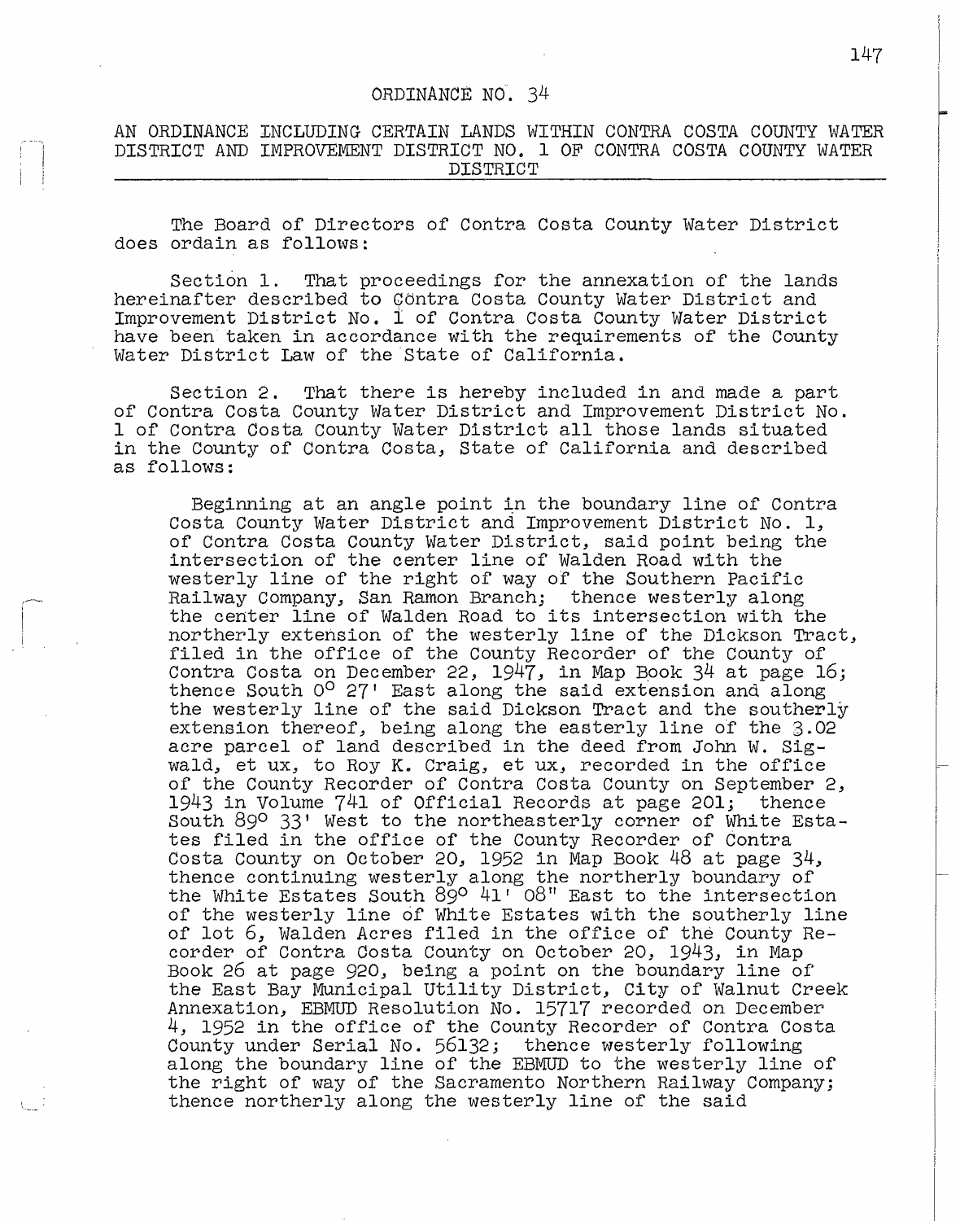# ORDINANCE NO. 34

## AN ORDINANCE INCLUDING CERTAIN LANDS WITHIN CONTRA COSTA COUNTY WATER DISTRICT AND IMPROVEMENT DISTRICT NO. 1 OF CONTRA COSTA COUNTY WATER DISTRICT

The Board of Directors of Contra Costa County Water District does ordain as follows:

Section 1. That proceedings for the annexation of the lands hereinafter described to Contra Costa County Water District and Improvement District No. 1 of Contra Costa County Water District have been taken in accordance with the requirements of the County Water District Law of the State of California.

Section 2. That there is hereby included in and made a part of Contra Costa County Water District and Improvement District No. 1 of Contra Costa County Water District all those lands situated in the County of Contra Costa, State of California and described as follows:

> Beginning at an angle point in the boundary line of Contra Costa County Water District and Improvement District No. 1, of Contra Costa County Water District, said point being the intersection of the center line of Walden Road with the westerly line of the right of way of the Southern Pacific Railway Company, San Ramon Branch; thence westerly along the center line of Walden Road to its intersection with the northerly extension of the westerly line of the Dickson Tract, filed in the office of the County Recorder of the County of Contra Costa on December 22, 1947, in Map Book 34 at page 16; thence South 0° 27' East along the said extension and along the westerly line of the said Dickson Tract and the southerly extension thereof, being along the easterly line of the 3.02 acre parcel of land described in the deed from John W. Sigwald, et ux, to Roy K. Craig, et ux, recorded in the office of the County Recorder of Contra Costa County on September 2, 1943 in Volume 741 of Official Records at page 201; thence South 89° 33' West to the northeasterly corner of White Estates filed in the office of the County Recorder of Contra Costa County on October 20, 1952 in Map Book 48 at page 34, thence continuing westerly along the northerly boundary of the White Estates South 89° 41' 08" East to the intersection of the westerly line of White Estates with the southerly line of lot 6, Walden Acres filed in the office of the County Recorder of Contra Costa County on October 20, 1943, in Map Book 26 at page 920, being a point on the boundary line of the East Bay Municipal Utility District, City of Walnut Creek Annexation, EBMUD Resolution No. 15717 recorded on December 4, 1952 in the office of the County Recorder of Contra Costa County under Serial No. 56132; thence westerly following along the boundary line of the EBMUD to the westerly line of the right of way of the Sacramento Northern Railway Company; thence northerly along the westerly line of the said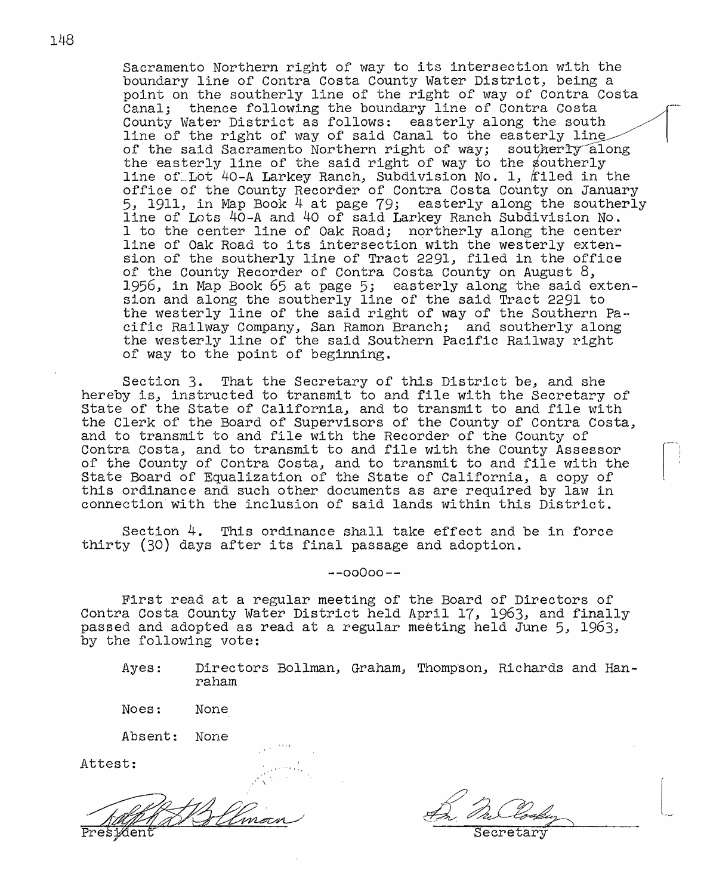Sacramento Northern right of way to its intersection with the boundary line of Contra Costa County Water District, being a point on the southerly line of the right of way of Contra Costa Canal; thence following the boundary line of Contra Costa County Water District as follows: easterly along the south line of the right of way of said Canal to the easterly line of the said Sacramento Northern right of way; southerly along the easterly line of the said right of way to the southerly line of Lot 40-A Larkey Ranch, Subdivision No. 1, filed in the office of the County Recorder of Contra Costa County on January 5, 1911, in Map Book 4 at page 79; easterly along the southerly line of Lots 40-A and 40 of said Larkey Ranch Subdivision No. 1 to the center line of Oak Road; northerly along the center line of Oak Road to its intersection with the westerly extension of the southerly line of Tract 2291, filed in the office of the County Recorder of Contra Costa County on August 8, 1956, in Map Book 65 at page 5; easterly along the said extension and along the southerly line of the said Tract 2291 to the westerly line of the said right of way of the Southern Pacific Railway Company, San Ramon Branch; and southerly along the westerly line of the said Southern Pacific Railway right of way to the point of beginning.

Section 3. That the Secretary of this District be, and she hereby is, instructed to transmit to and file with the Secretary of State of the State of California, and to transmit to and file with the Clerk of the Board of Supervisors of the County of Contra Costa, and to transmit to and file with the Recorder of the County of Contra Costa, and to transmit to and file with the County Assessor of the County of Contra Costa, and to transmit to and file with the State Board of Equalization of the State of California, a copy of this ordinance and such other documents as are required by law in connection with the inclusion of said lands within this District.

Section 4. This ordinance shall take effect and be in force thirty (30) days after its final passage and adoption.

--ooOoo--

First read at a regular meeting of the Board of Directors of Contra Costa County Water District held April 17, 1963, and finally passed and adopted as read at a regular meeting held June 5, 1963, by the following vote:

Ayes: Directors Bollman, Graham, Thompson, Richards and Hanraham

Noes: None

Absent: None

Attest:

President

Secretary